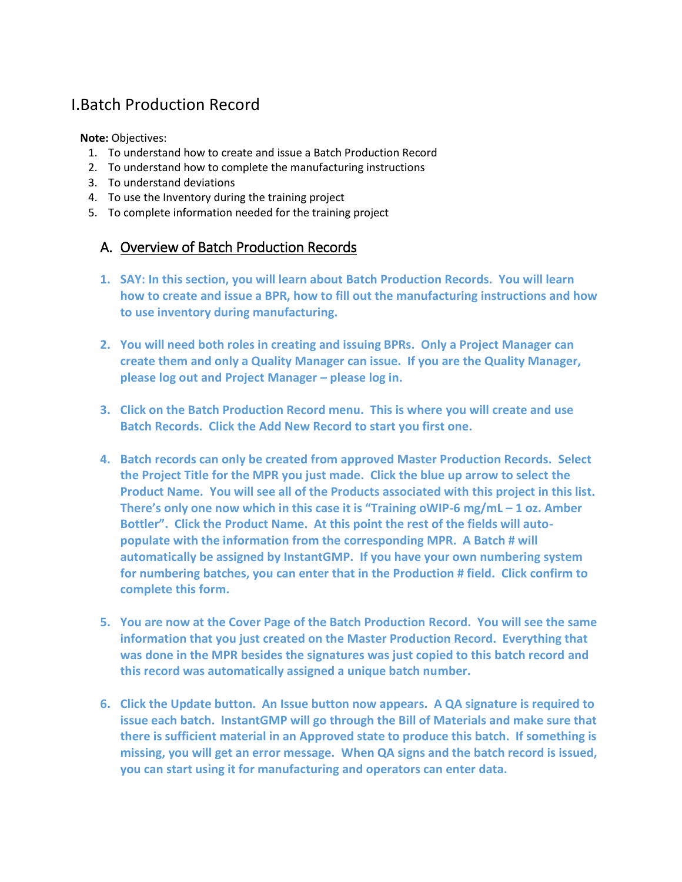# I.Batch Production Record

**Note:** Objectives:

1. To understand how to create and issue a Batch Production Record
2. To understand how to complete the manufacturing instructions
3. To understand deviations
4. To use the Inventory during the training project
5. To complete information needed for the training project

## A. Overview of Batch Production Records

1. **SAY: In this section, you will learn about Batch Production Records. You will learn how to create and issue a BPR, how to fill out the manufacturing instructions and how to use inventory during manufacturing.**

2. **You will need both roles in creating and issuing BPRs. Only a Project Manager can create them and only a Quality Manager can issue. If you are the Quality Manager, please log out and Project Manager – please log in.**

3. **Click on the Batch Production Record menu. This is where you will create and use Batch Records. Click the Add New Record to start you first one.**

4. **Batch records can only be created from approved Master Production Records. Select the Project Title for the MPR you just made. Click the blue up arrow to select the Product Name. You will see all of the Products associated with this project in this list. There's only one now which in this case it is "Training oWIP-6 mg/mL – 1 oz. Amber Bottler". Click the Product Name. At this point the rest of the fields will auto-populate with the information from the corresponding MPR. A Batch # will automatically be assigned by InstantGMP. If you have your own numbering system for numbering batches, you can enter that in the Production # field. Click confirm to complete this form.**

5. **You are now at the Cover Page of the Batch Production Record. You will see the same information that you just created on the Master Production Record. Everything that was done in the MPR besides the signatures was just copied to this batch record and this record was automatically assigned a unique batch number.**

6. **Click the Update button. An Issue button now appears. A QA signature is required to issue each batch. InstantGMP will go through the Bill of Materials and make sure that there is sufficient material in an Approved state to produce this batch. If something is missing, you will get an error message. When QA signs and the batch record is issued, you can start using it for manufacturing and operators can enter data.**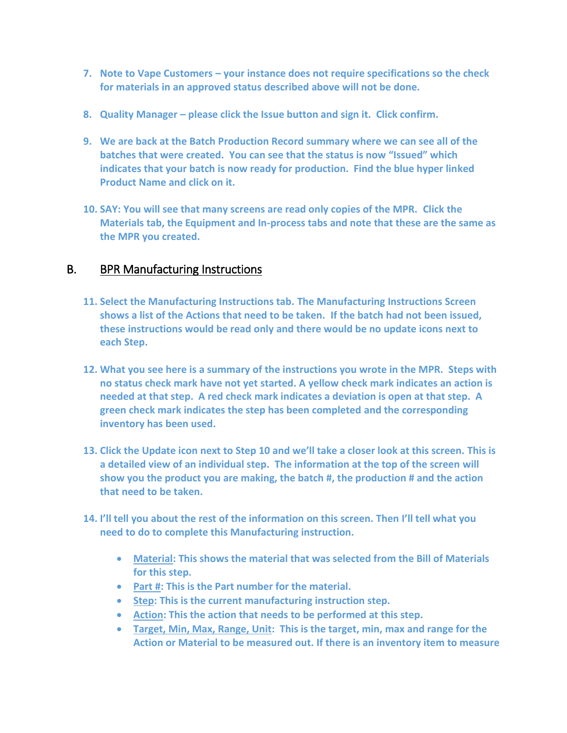7. **Note to Vape Customers – your instance does not require specifications so the check for materials in an approved status described above will not be done.**

8. **Quality Manager – please click the Issue button and sign it. Click confirm.**

9. **We are back at the Batch Production Record summary where we can see all of the batches that were created. You can see that the status is now "Issued" which indicates that your batch is now ready for production. Find the blue hyper linked Product Name and click on it.**

10. **SAY: You will see that many screens are read only copies of the MPR. Click the Materials tab, the Equipment and In-process tabs and note that these are the same as the MPR you created.**

## B. BPR Manufacturing Instructions

11. **Select the Manufacturing Instructions tab. The Manufacturing Instructions Screen shows a list of the Actions that need to be taken. If the batch had not been issued, these instructions would be read only and there would be no update icons next to each Step.**

12. **What you see here is a summary of the instructions you wrote in the MPR. Steps with no status check mark have not yet started. A yellow check mark indicates an action is needed at that step. A red check mark indicates a deviation is open at that step. A green check mark indicates the step has been completed and the corresponding inventory has been used.**

13. **Click the Update icon next to Step 10 and we'll take a closer look at this screen. This is a detailed view of an individual step. The information at the top of the screen will show you the product you are making, the batch #, the production # and the action that need to be taken.**

14. **I'll tell you about the rest of the information on this screen. Then I'll tell what you need to do to complete this Manufacturing instruction.**

    - **Material: This shows the material that was selected from the Bill of Materials for this step.**
    - **Part #: This is the Part number for the material.**
    - **Step: This is the current manufacturing instruction step.**
    - **Action: This the action that needs to be performed at this step.**
    - **Target, Min, Max, Range, Unit: This is the target, min, max and range for the Action or Material to be measured out. If there is an inventory item to measure**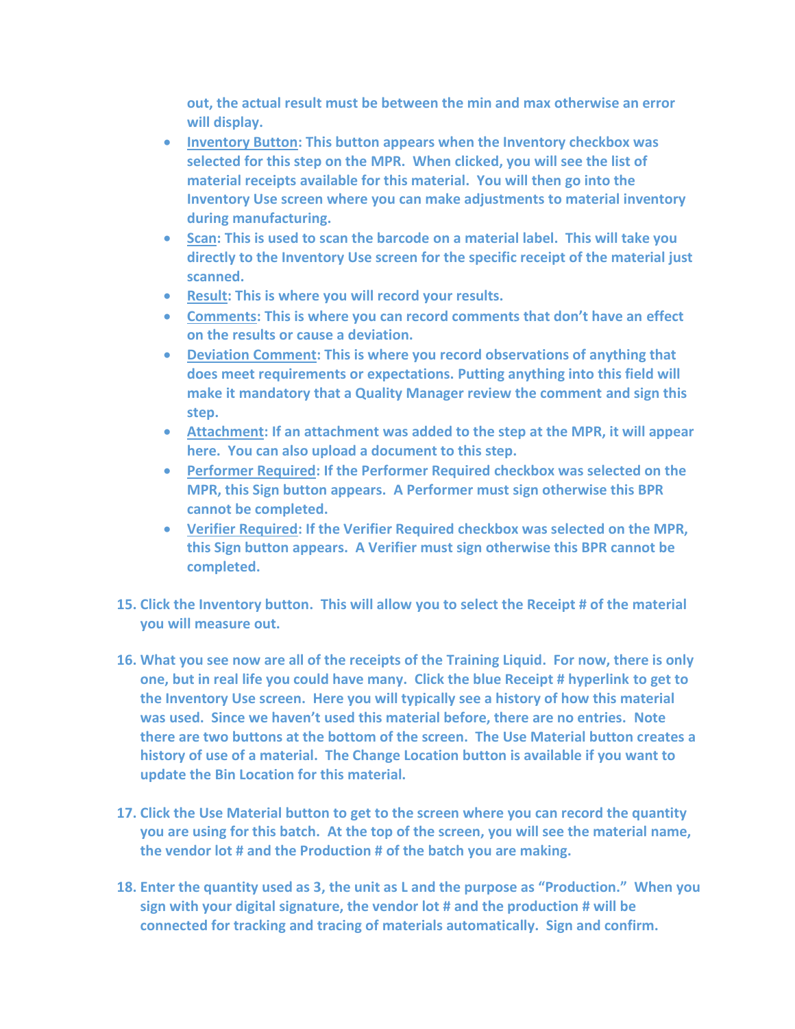out, the actual result must be between the min and max otherwise an error will display.

- **Inventory Button: This button appears when the Inventory checkbox was selected for this step on the MPR. When clicked, you will see the list of material receipts available for this material. You will then go into the Inventory Use screen where you can make adjustments to material inventory during manufacturing.**
- **Scan: This is used to scan the barcode on a material label. This will take you directly to the Inventory Use screen for the specific receipt of the material just scanned.**
- **Result: This is where you will record your results.**
- **Comments: This is where you can record comments that don't have an effect on the results or cause a deviation.**
- **Deviation Comment: This is where you record observations of anything that does meet requirements or expectations. Putting anything into this field will make it mandatory that a Quality Manager review the comment and sign this step.**
- **Attachment: If an attachment was added to the step at the MPR, it will appear here. You can also upload a document to this step.**
- **Performer Required: If the Performer Required checkbox was selected on the MPR, this Sign button appears. A Performer must sign otherwise this BPR cannot be completed.**
- **Verifier Required: If the Verifier Required checkbox was selected on the MPR, this Sign button appears. A Verifier must sign otherwise this BPR cannot be completed.**

15. **Click the Inventory button. This will allow you to select the Receipt # of the material you will measure out.**

16. **What you see now are all of the receipts of the Training Liquid. For now, there is only one, but in real life you could have many. Click the blue Receipt # hyperlink to get to the Inventory Use screen. Here you will typically see a history of how this material was used. Since we haven't used this material before, there are no entries. Note there are two buttons at the bottom of the screen. The Use Material button creates a history of use of a material. The Change Location button is available if you want to update the Bin Location for this material.**

17. **Click the Use Material button to get to the screen where you can record the quantity you are using for this batch. At the top of the screen, you will see the material name, the vendor lot # and the Production # of the batch you are making.**

18. **Enter the quantity used as 3, the unit as L and the purpose as "Production." When you sign with your digital signature, the vendor lot # and the production # will be connected for tracking and tracing of materials automatically. Sign and confirm.**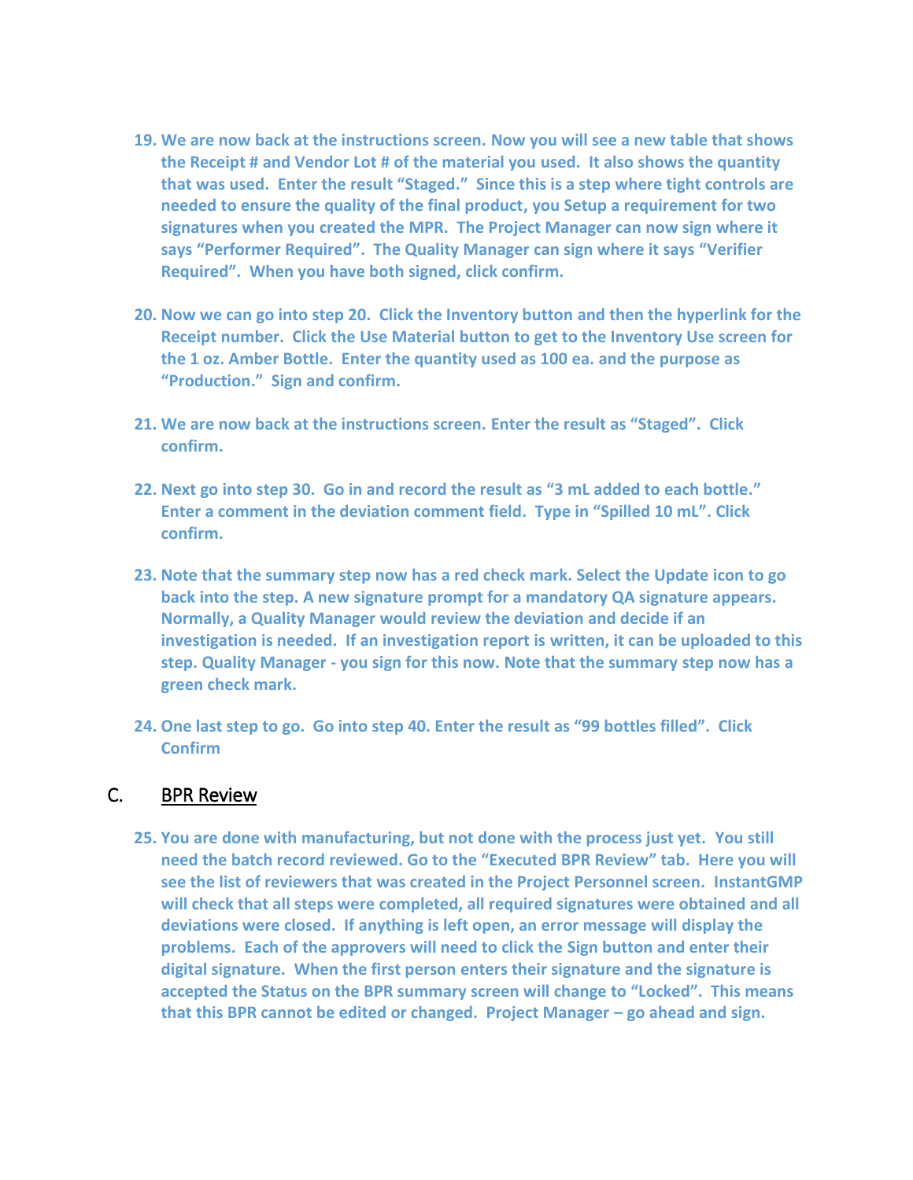19. **We are now back at the instructions screen. Now you will see a new table that shows the Receipt # and Vendor Lot # of the material you used. It also shows the quantity that was used. Enter the result "Staged." Since this is a step where tight controls are needed to ensure the quality of the final product, you Setup a requirement for two signatures when you created the MPR. The Project Manager can now sign where it says "Performer Required". The Quality Manager can sign where it says "Verifier Required". When you have both signed, click confirm.**

20. **Now we can go into step 20. Click the Inventory button and then the hyperlink for the Receipt number. Click the Use Material button to get to the Inventory Use screen for the 1 oz. Amber Bottle. Enter the quantity used as 100 ea. and the purpose as "Production." Sign and confirm.**

21. **We are now back at the instructions screen. Enter the result as "Staged". Click confirm.**

22. **Next go into step 30. Go in and record the result as "3 mL added to each bottle." Enter a comment in the deviation comment field. Type in "Spilled 10 mL". Click confirm.**

23. **Note that the summary step now has a red check mark. Select the Update icon to go back into the step. A new signature prompt for a mandatory QA signature appears. Normally, a Quality Manager would review the deviation and decide if an investigation is needed. If an investigation report is written, it can be uploaded to this step. Quality Manager - you sign for this now. Note that the summary step now has a green check mark.**

24. **One last step to go. Go into step 40. Enter the result as "99 bottles filled". Click Confirm**

## C. <u>BPR Review</u>

25. **You are done with manufacturing, but not done with the process just yet. You still need the batch record reviewed. Go to the "Executed BPR Review" tab. Here you will see the list of reviewers that was created in the Project Personnel screen. InstantGMP will check that all steps were completed, all required signatures were obtained and all deviations were closed. If anything is left open, an error message will display the problems. Each of the approvers will need to click the Sign button and enter their digital signature. When the first person enters their signature and the signature is accepted the Status on the BPR summary screen will change to "Locked". This means that this BPR cannot be edited or changed. Project Manager – go ahead and sign.**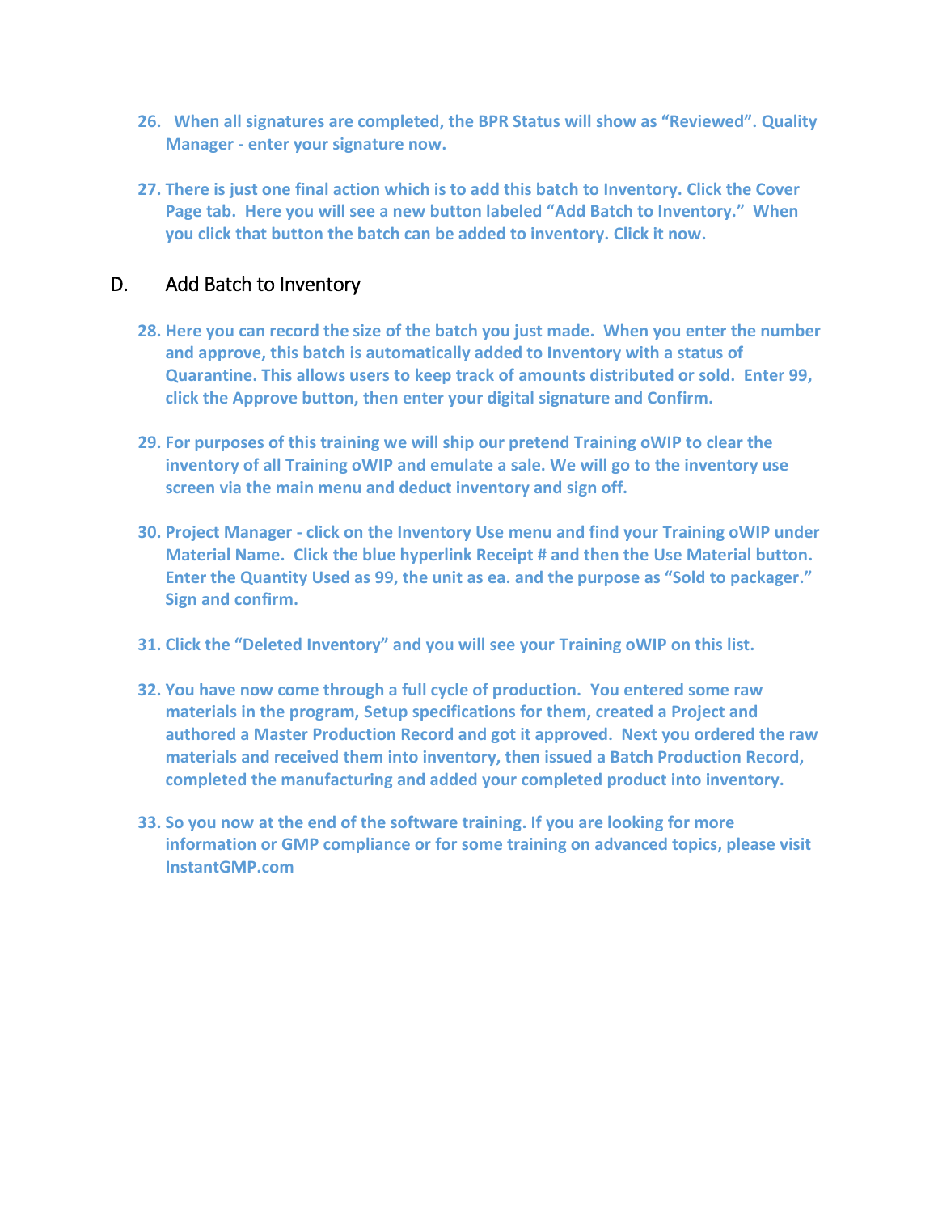26. **When all signatures are completed, the BPR Status will show as "Reviewed". Quality Manager - enter your signature now.**

27. **There is just one final action which is to add this batch to Inventory. Click the Cover Page tab. Here you will see a new button labeled "Add Batch to Inventory." When you click that button the batch can be added to inventory. Click it now.**

## D. Add Batch to Inventory

28. **Here you can record the size of the batch you just made. When you enter the number and approve, this batch is automatically added to Inventory with a status of Quarantine. This allows users to keep track of amounts distributed or sold. Enter 99, click the Approve button, then enter your digital signature and Confirm.**

29. **For purposes of this training we will ship our pretend Training oWIP to clear the inventory of all Training oWIP and emulate a sale. We will go to the inventory use screen via the main menu and deduct inventory and sign off.**

30. **Project Manager - click on the Inventory Use menu and find your Training oWIP under Material Name. Click the blue hyperlink Receipt # and then the Use Material button. Enter the Quantity Used as 99, the unit as ea. and the purpose as "Sold to packager." Sign and confirm.**

31. **Click the "Deleted Inventory" and you will see your Training oWIP on this list.**

32. **You have now come through a full cycle of production. You entered some raw materials in the program, Setup specifications for them, created a Project and authored a Master Production Record and got it approved. Next you ordered the raw materials and received them into inventory, then issued a Batch Production Record, completed the manufacturing and added your completed product into inventory.**

33. **So you now at the end of the software training. If you are looking for more information or GMP compliance or for some training on advanced topics, please visit InstantGMP.com**